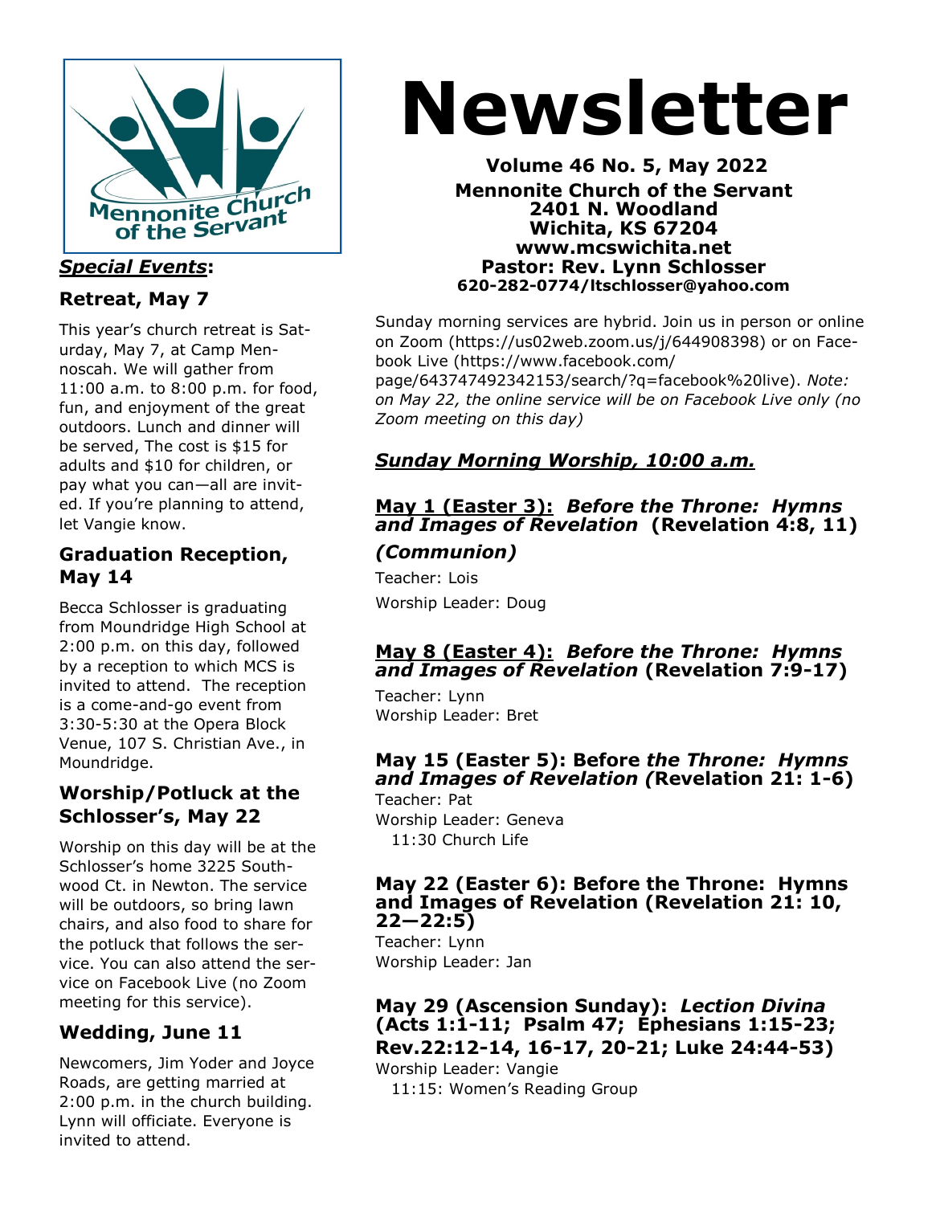# Newsletter

**Volume 46 No. 5, May 2022**
**Mennonite Church of the Servant**
**2401 N. Woodland**
**Wichita, KS 67204**
**www.mcswichita.net**
**Pastor: Rev. Lynn Schlosser**
**620-282-0774/ltschlosser@yahoo.com**

Sunday morning services are hybrid. Join us in person or online on Zoom (https://us02web.zoom.us/j/644908398) or on Facebook Live (https://www.facebook.com/page/643747492342153/search/?q=facebook%20live). *Note: on May 22, the online service will be on Facebook Live only (no Zoom meeting on this day)*

## *Sunday Morning Worship, 10:00 a.m.*

### May 1 (Easter 3): *Before the Throne: Hymns and Images of Revelation* (Revelation 4:8, 11) *(Communion)*

Teacher: Lois
Worship Leader: Doug

### May 8 (Easter 4): *Before the Throne: Hymns and Images of Revelation* (Revelation 7:9-17)

Teacher: Lynn
Worship Leader: Bret

### May 15 (Easter 5): Before *the Throne: Hymns and Images of Revelation (*Revelation 21: 1-6)

Teacher: Pat
Worship Leader: Geneva
11:30 Church Life

### May 22 (Easter 6): Before the Throne: Hymns and Images of Revelation (Revelation 21: 10, 22—22:5)

Teacher: Lynn
Worship Leader: Jan

### May 29 (Ascension Sunday): *Lection Divina* (Acts 1:1-11; Psalm 47; Ephesians 1:15-23; Rev.22:12-14, 16-17, 20-21; Luke 24:44-53)

Worship Leader: Vangie
11:15: Women's Reading Group

## *Special Events*:

### Retreat, May 7

This year's church retreat is Saturday, May 7, at Camp Mennoscah. We will gather from 11:00 a.m. to 8:00 p.m. for food, fun, and enjoyment of the great outdoors. Lunch and dinner will be served, The cost is $15 for adults and $10 for children, or pay what you can—all are invited. If you're planning to attend, let Vangie know.

### Graduation Reception, May 14

Becca Schlosser is graduating from Moundridge High School at 2:00 p.m. on this day, followed by a reception to which MCS is invited to attend. The reception is a come-and-go event from 3:30-5:30 at the Opera Block Venue, 107 S. Christian Ave., in Moundridge.

### Worship/Potluck at the Schlosser's, May 22

Worship on this day will be at the Schlosser's home 3225 Southwood Ct. in Newton. The service will be outdoors, so bring lawn chairs, and also food to share for the potluck that follows the service. You can also attend the service on Facebook Live (no Zoom meeting for this service).

### Wedding, June 11

Newcomers, Jim Yoder and Joyce Roads, are getting married at 2:00 p.m. in the church building. Lynn will officiate. Everyone is invited to attend.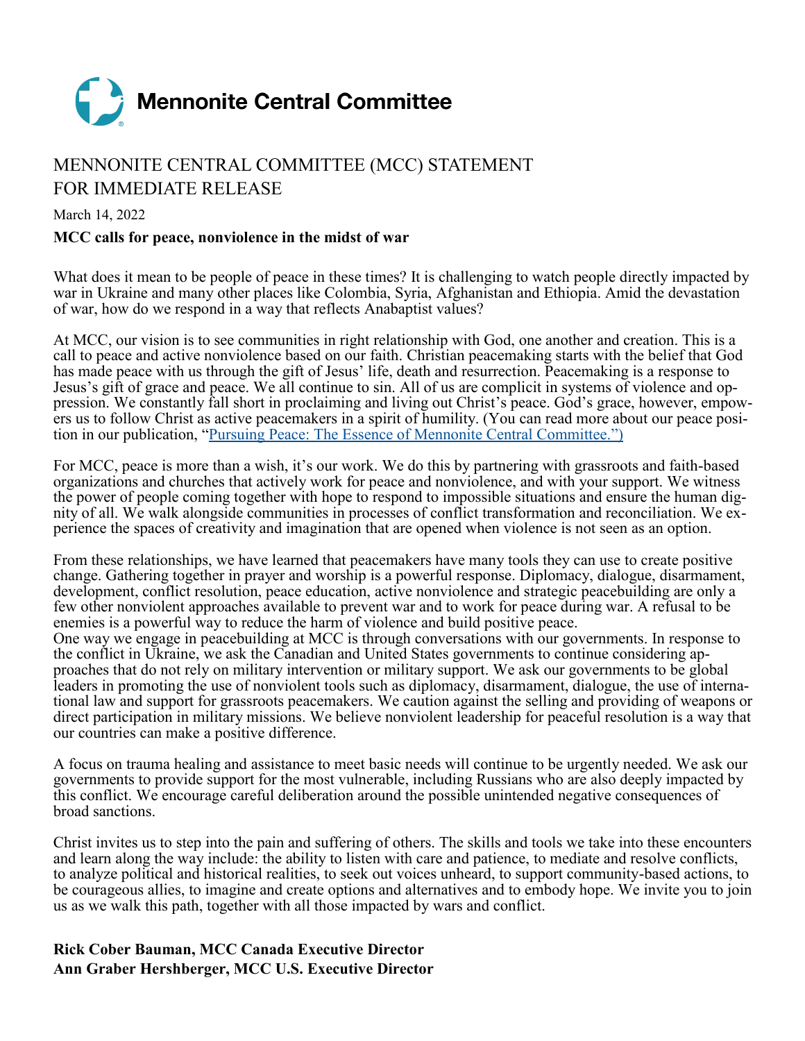Mennonite Central Committee

MENNONITE CENTRAL COMMITTEE (MCC) STATEMENT
FOR IMMEDIATE RELEASE

March 14, 2022

**MCC calls for peace, nonviolence in the midst of war**

What does it mean to be people of peace in these times? It is challenging to watch people directly impacted by war in Ukraine and many other places like Colombia, Syria, Afghanistan and Ethiopia. Amid the devastation of war, how do we respond in a way that reflects Anabaptist values?

At MCC, our vision is to see communities in right relationship with God, one another and creation. This is a call to peace and active nonviolence based on our faith. Christian peacemaking starts with the belief that God has made peace with us through the gift of Jesus' life, death and resurrection. Peacemaking is a response to Jesus's gift of grace and peace. We all continue to sin. All of us are complicit in systems of violence and oppression. We constantly fall short in proclaiming and living out Christ's peace. God's grace, however, empowers us to follow Christ as active peacemakers in a spirit of humility. (You can read more about our peace position in our publication, "Pursuing Peace: The Essence of Mennonite Central Committee.")

For MCC, peace is more than a wish, it's our work. We do this by partnering with grassroots and faith-based organizations and churches that actively work for peace and nonviolence, and with your support. We witness the power of people coming together with hope to respond to impossible situations and ensure the human dignity of all. We walk alongside communities in processes of conflict transformation and reconciliation. We experience the spaces of creativity and imagination that are opened when violence is not seen as an option.

From these relationships, we have learned that peacemakers have many tools they can use to create positive change. Gathering together in prayer and worship is a powerful response. Diplomacy, dialogue, disarmament, development, conflict resolution, peace education, active nonviolence and strategic peacebuilding are only a few other nonviolent approaches available to prevent war and to work for peace during war. A refusal to be enemies is a powerful way to reduce the harm of violence and build positive peace.

One way we engage in peacebuilding at MCC is through conversations with our governments. In response to the conflict in Ukraine, we ask the Canadian and United States governments to continue considering approaches that do not rely on military intervention or military support. We ask our governments to be global leaders in promoting the use of nonviolent tools such as diplomacy, disarmament, dialogue, the use of international law and support for grassroots peacemakers. We caution against the selling and providing of weapons or direct participation in military missions. We believe nonviolent leadership for peaceful resolution is a way that our countries can make a positive difference.

A focus on trauma healing and assistance to meet basic needs will continue to be urgently needed. We ask our governments to provide support for the most vulnerable, including Russians who are also deeply impacted by this conflict. We encourage careful deliberation around the possible unintended negative consequences of broad sanctions.

Christ invites us to step into the pain and suffering of others. The skills and tools we take into these encounters and learn along the way include: the ability to listen with care and patience, to mediate and resolve conflicts, to analyze political and historical realities, to seek out voices unheard, to support community-based actions, to be courageous allies, to imagine and create options and alternatives and to embody hope. We invite you to join us as we walk this path, together with all those impacted by wars and conflict.

**Rick Cober Bauman, MCC Canada Executive Director**
**Ann Graber Hershberger, MCC U.S. Executive Director**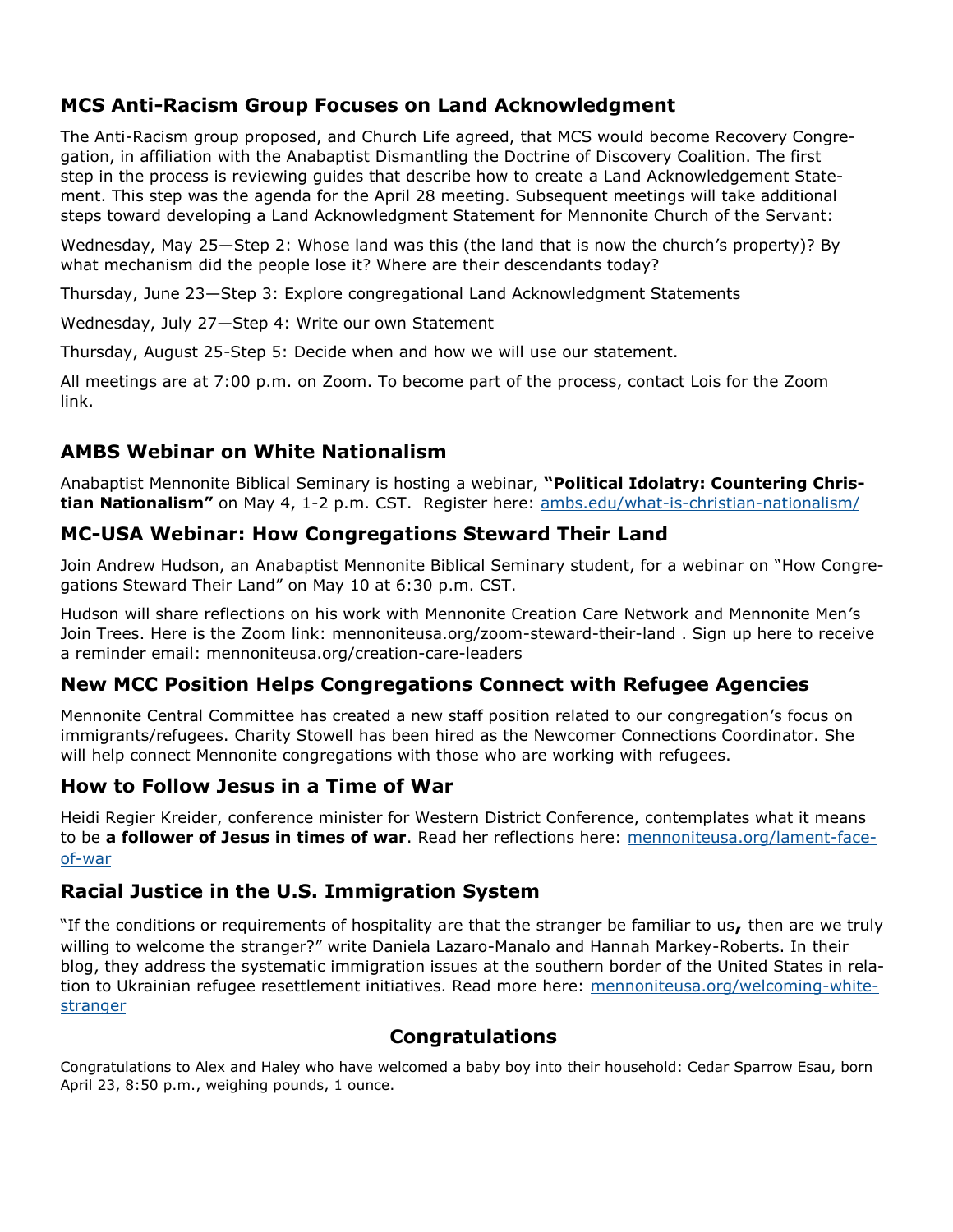## MCS Anti-Racism Group Focuses on Land Acknowledgment

The Anti-Racism group proposed, and Church Life agreed, that MCS would become Recovery Congregation, in affiliation with the Anabaptist Dismantling the Doctrine of Discovery Coalition. The first step in the process is reviewing guides that describe how to create a Land Acknowledgement Statement. This step was the agenda for the April 28 meeting. Subsequent meetings will take additional steps toward developing a Land Acknowledgment Statement for Mennonite Church of the Servant:

Wednesday, May 25—Step 2: Whose land was this (the land that is now the church's property)? By what mechanism did the people lose it? Where are their descendants today?

Thursday, June 23—Step 3: Explore congregational Land Acknowledgment Statements

Wednesday, July 27—Step 4: Write our own Statement

Thursday, August 25-Step 5: Decide when and how we will use our statement.

All meetings are at 7:00 p.m. on Zoom. To become part of the process, contact Lois for the Zoom link.

## AMBS Webinar on White Nationalism

Anabaptist Mennonite Biblical Seminary is hosting a webinar, **"Political Idolatry: Countering Christian Nationalism"** on May 4, 1-2 p.m. CST. Register here: ambs.edu/what-is-christian-nationalism/

## MC-USA Webinar: How Congregations Steward Their Land

Join Andrew Hudson, an Anabaptist Mennonite Biblical Seminary student, for a webinar on "How Congregations Steward Their Land" on May 10 at 6:30 p.m. CST.

Hudson will share reflections on his work with Mennonite Creation Care Network and Mennonite Men's Join Trees. Here is the Zoom link: mennoniteusa.org/zoom-steward-their-land . Sign up here to receive a reminder email: mennoniteusa.org/creation-care-leaders

## New MCC Position Helps Congregations Connect with Refugee Agencies

Mennonite Central Committee has created a new staff position related to our congregation's focus on immigrants/refugees. Charity Stowell has been hired as the Newcomer Connections Coordinator. She will help connect Mennonite congregations with those who are working with refugees.

## How to Follow Jesus in a Time of War

Heidi Regier Kreider, conference minister for Western District Conference, contemplates what it means to be **a follower of Jesus in times of war**. Read her reflections here: mennoniteusa.org/lament-face-of-war

## Racial Justice in the U.S. Immigration System

"If the conditions or requirements of hospitality are that the stranger be familiar to us**,** then are we truly willing to welcome the stranger?" write Daniela Lazaro-Manalo and Hannah Markey-Roberts. In their blog, they address the systematic immigration issues at the southern border of the United States in relation to Ukrainian refugee resettlement initiatives. Read more here: mennoniteusa.org/welcoming-white-stranger

## Congratulations

Congratulations to Alex and Haley who have welcomed a baby boy into their household: Cedar Sparrow Esau, born April 23, 8:50 p.m., weighing pounds, 1 ounce.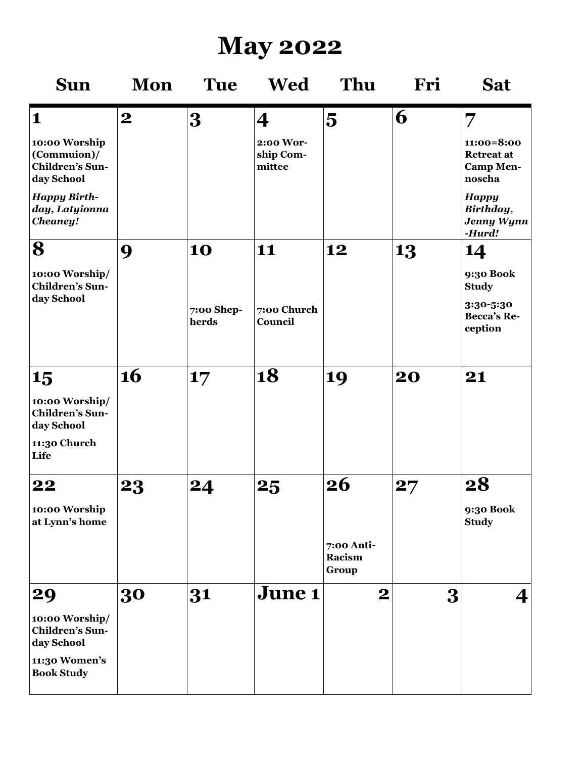# May 2022

| Sun | Mon | Tue | Wed | Thu | Fri | Sat |
|---|---|---|---|---|---|---|
| **1** 10:00 Worship (Commuion)/ Children's Sunday School *Happy Birthday, Latyionna Cheaney!* | **2** | **3** | **4** 2:00 Worship Committee | **5** | **6** | **7** 11:00=8:00 Retreat at Camp Mennoscha *Happy Birthday, Jenny Wynn-Hurd!* |
| **8** 10:00 Worship/ Children's Sunday School | **9** | **10** 7:00 Shepherds | **11** 7:00 Church Council | **12** | **13** | **14** 9:30 Book Study 3:30-5:30 Becca's Reception |
| **15** 10:00 Worship/ Children's Sunday School 11:30 Church Life | **16** | **17** | **18** | **19** | **20** | **21** |
| **22** 10:00 Worship at Lynn's home | **23** | **24** | **25** | **26** 7:00 Anti-Racism Group | **27** | **28** 9:30 Book Study |
| **29** 10:00 Worship/ Children's Sunday School 11:30 Women's Book Study | **30** | **31** | **June 1** | **2** | **3** | **4** |